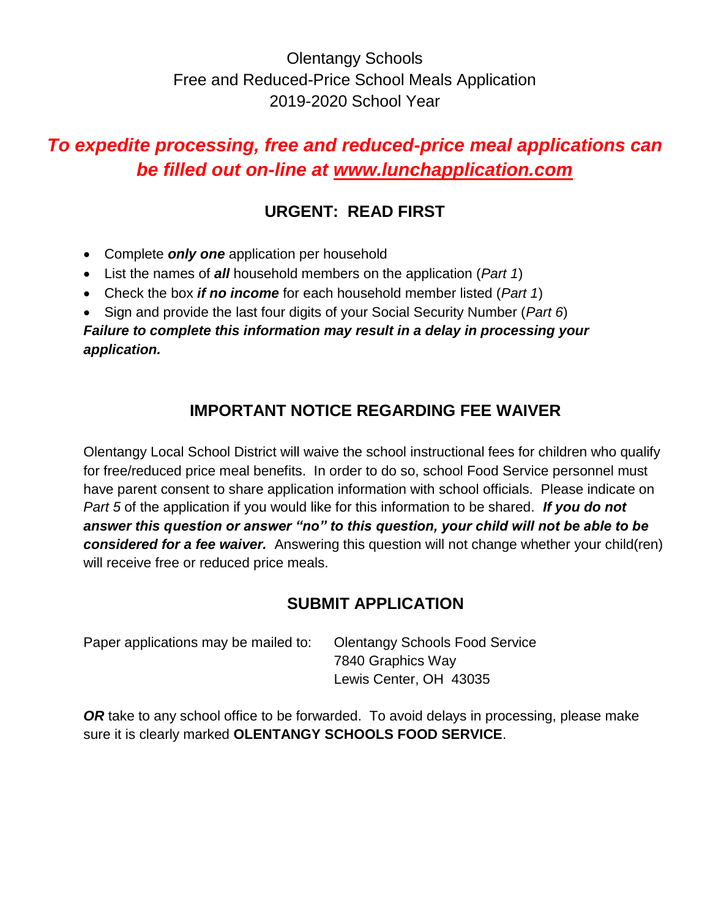# Olentangy Schools
# Free and Reduced-Price School Meals Application
# 2019-2020 School Year

***To expedite processing, free and reduced-price meal applications can be filled out on-line at www.lunchapplication.com***

## URGENT: READ FIRST

- Complete ***only one*** application per household
- List the names of ***all*** household members on the application (*Part 1*)
- Check the box ***if no income*** for each household member listed (*Part 1*)
- Sign and provide the last four digits of your Social Security Number (*Part 6*)

***Failure to complete this information may result in a delay in processing your application.***

## IMPORTANT NOTICE REGARDING FEE WAIVER

Olentangy Local School District will waive the school instructional fees for children who qualify for free/reduced price meal benefits. In order to do so, school Food Service personnel must have parent consent to share application information with school officials. Please indicate on *Part 5* of the application if you would like for this information to be shared. ***If you do not answer this question or answer "no" to this question, your child will not be able to be considered for a fee waiver.*** Answering this question will not change whether your child(ren) will receive free or reduced price meals.

## SUBMIT APPLICATION

Paper applications may be mailed to:

Olentangy Schools Food Service
7840 Graphics Way
Lewis Center, OH 43035

***OR*** take to any school office to be forwarded. To avoid delays in processing, please make sure it is clearly marked **OLENTANGY SCHOOLS FOOD SERVICE**.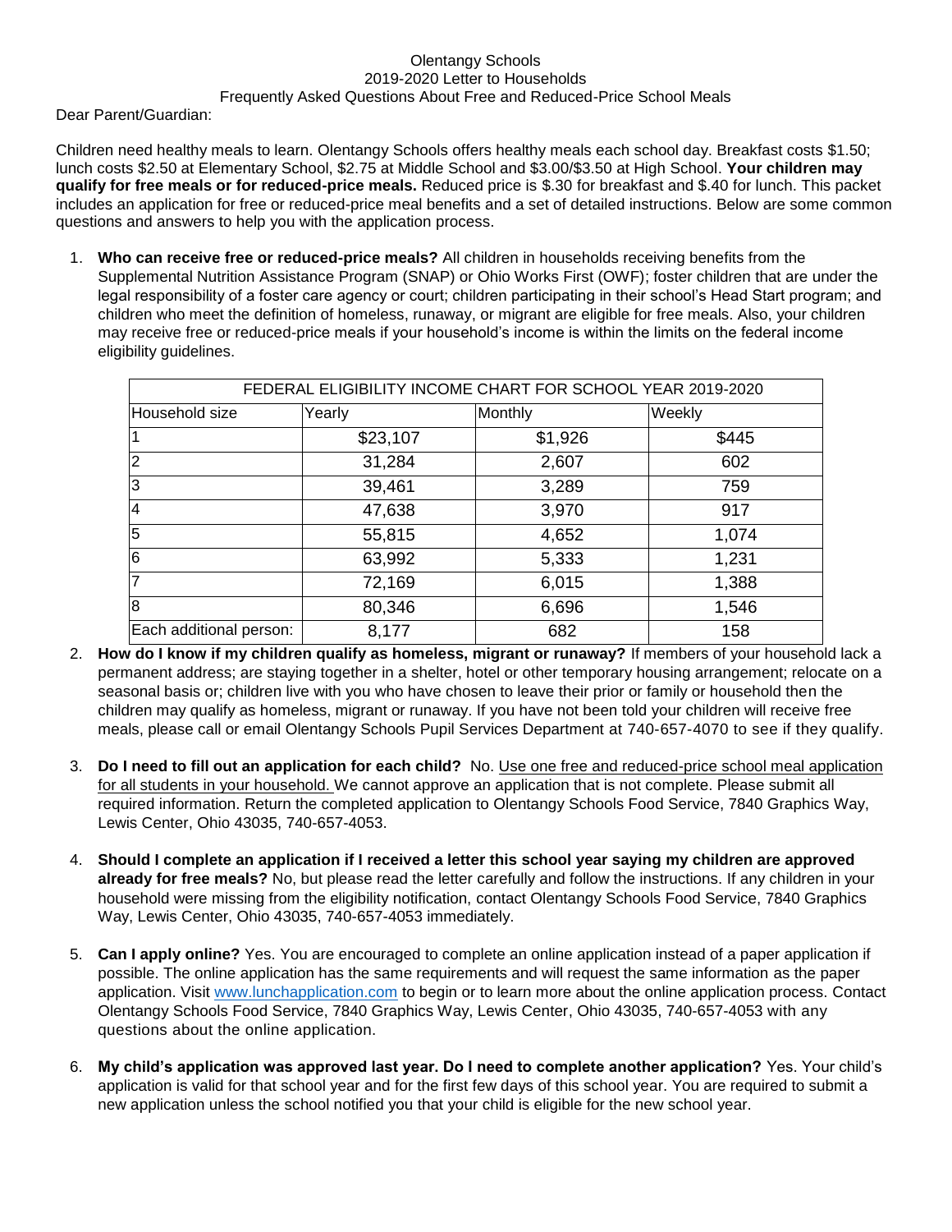Olentangy Schools
2019-2020 Letter to Households
Frequently Asked Questions About Free and Reduced-Price School Meals

Dear Parent/Guardian:

Children need healthy meals to learn. Olentangy Schools offers healthy meals each school day. Breakfast costs $1.50; lunch costs $2.50 at Elementary School, $2.75 at Middle School and $3.00/$3.50 at High School. **Your children may qualify for free meals or for reduced-price meals.** Reduced price is $.30 for breakfast and $.40 for lunch. This packet includes an application for free or reduced-price meal benefits and a set of detailed instructions. Below are some common questions and answers to help you with the application process.

1. **Who can receive free or reduced-price meals?** All children in households receiving benefits from the Supplemental Nutrition Assistance Program (SNAP) or Ohio Works First (OWF); foster children that are under the legal responsibility of a foster care agency or court; children participating in their school's Head Start program; and children who meet the definition of homeless, runaway, or migrant are eligible for free meals. Also, your children may receive free or reduced-price meals if your household's income is within the limits on the federal income eligibility guidelines.

| FEDERAL ELIGIBILITY INCOME CHART FOR SCHOOL YEAR 2019-2020 | | | |
|---|---|---|---|
| Household size | Yearly | Monthly | Weekly |
| 1 | $23,107 | $1,926 | $445 |
| 2 | 31,284 | 2,607 | 602 |
| 3 | 39,461 | 3,289 | 759 |
| 4 | 47,638 | 3,970 | 917 |
| 5 | 55,815 | 4,652 | 1,074 |
| 6 | 63,992 | 5,333 | 1,231 |
| 7 | 72,169 | 6,015 | 1,388 |
| 8 | 80,346 | 6,696 | 1,546 |
| Each additional person: | 8,177 | 682 | 158 |

2. **How do I know if my children qualify as homeless, migrant or runaway?** If members of your household lack a permanent address; are staying together in a shelter, hotel or other temporary housing arrangement; relocate on a seasonal basis or; children live with you who have chosen to leave their prior or family or household then the children may qualify as homeless, migrant or runaway. If you have not been told your children will receive free meals, please call or email Olentangy Schools Pupil Services Department at 740-657-4070 to see if they qualify.

3. **Do I need to fill out an application for each child?** No. Use one free and reduced-price school meal application for all students in your household. We cannot approve an application that is not complete. Please submit all required information. Return the completed application to Olentangy Schools Food Service, 7840 Graphics Way, Lewis Center, Ohio 43035, 740-657-4053.

4. **Should I complete an application if I received a letter this school year saying my children are approved already for free meals?** No, but please read the letter carefully and follow the instructions. If any children in your household were missing from the eligibility notification, contact Olentangy Schools Food Service, 7840 Graphics Way, Lewis Center, Ohio 43035, 740-657-4053 immediately.

5. **Can I apply online?** Yes. You are encouraged to complete an online application instead of a paper application if possible. The online application has the same requirements and will request the same information as the paper application. Visit www.lunchapplication.com to begin or to learn more about the online application process. Contact Olentangy Schools Food Service, 7840 Graphics Way, Lewis Center, Ohio 43035, 740-657-4053 with any questions about the online application.

6. **My child's application was approved last year. Do I need to complete another application?** Yes. Your child's application is valid for that school year and for the first few days of this school year. You are required to submit a new application unless the school notified you that your child is eligible for the new school year.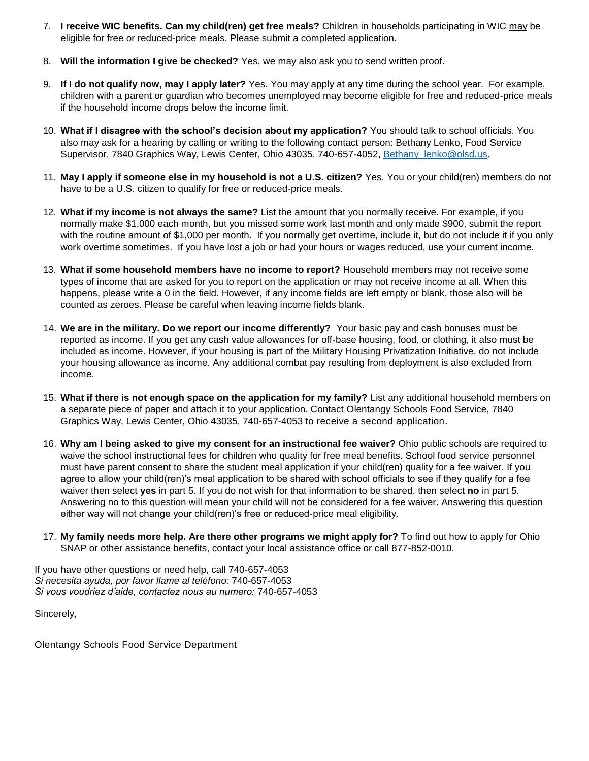7. **I receive WIC benefits. Can my child(ren) get free meals?** Children in households participating in WIC may be eligible for free or reduced-price meals. Please submit a completed application.

8. **Will the information I give be checked?** Yes, we may also ask you to send written proof.

9. **If I do not qualify now, may I apply later?** Yes. You may apply at any time during the school year. For example, children with a parent or guardian who becomes unemployed may become eligible for free and reduced-price meals if the household income drops below the income limit.

10. **What if I disagree with the school's decision about my application?** You should talk to school officials. You also may ask for a hearing by calling or writing to the following contact person: Bethany Lenko, Food Service Supervisor, 7840 Graphics Way, Lewis Center, Ohio 43035, 740-657-4052, Bethany_lenko@olsd.us.

11. **May I apply if someone else in my household is not a U.S. citizen?** Yes. You or your child(ren) members do not have to be a U.S. citizen to qualify for free or reduced-price meals.

12. **What if my income is not always the same?** List the amount that you normally receive. For example, if you normally make $1,000 each month, but you missed some work last month and only made $900, submit the report with the routine amount of $1,000 per month. If you normally get overtime, include it, but do not include it if you only work overtime sometimes. If you have lost a job or had your hours or wages reduced, use your current income.

13. **What if some household members have no income to report?** Household members may not receive some types of income that are asked for you to report on the application or may not receive income at all. When this happens, please write a 0 in the field. However, if any income fields are left empty or blank, those also will be counted as zeroes. Please be careful when leaving income fields blank.

14. **We are in the military. Do we report our income differently?** Your basic pay and cash bonuses must be reported as income. If you get any cash value allowances for off-base housing, food, or clothing, it also must be included as income. However, if your housing is part of the Military Housing Privatization Initiative, do not include your housing allowance as income. Any additional combat pay resulting from deployment is also excluded from income.

15. **What if there is not enough space on the application for my family?** List any additional household members on a separate piece of paper and attach it to your application. Contact Olentangy Schools Food Service, 7840 Graphics Way, Lewis Center, Ohio 43035, 740-657-4053 to receive a second application.

16. **Why am I being asked to give my consent for an instructional fee waiver?** Ohio public schools are required to waive the school instructional fees for children who quality for free meal benefits. School food service personnel must have parent consent to share the student meal application if your child(ren) quality for a fee waiver. If you agree to allow your child(ren)'s meal application to be shared with school officials to see if they qualify for a fee waiver then select **yes** in part 5. If you do not wish for that information to be shared, then select **no** in part 5. Answering no to this question will mean your child will not be considered for a fee waiver. Answering this question either way will not change your child(ren)'s free or reduced-price meal eligibility.

17. **My family needs more help. Are there other programs we might apply for?** To find out how to apply for Ohio SNAP or other assistance benefits, contact your local assistance office or call 877-852-0010.

If you have other questions or need help, call 740-657-4053
*Si necesita ayuda, por favor llame al teléfono:* 740-657-4053
*Si vous voudriez d'aide, contactez nous au numero:* 740-657-4053

Sincerely,

Olentangy Schools Food Service Department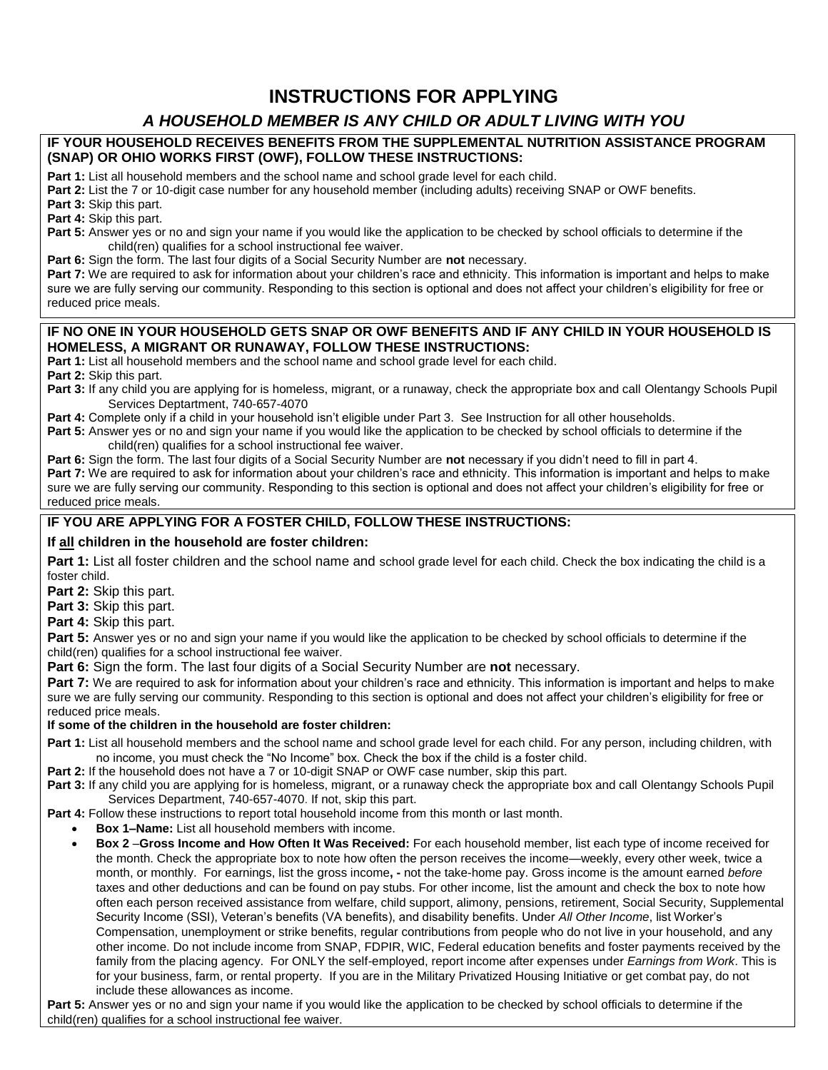# INSTRUCTIONS FOR APPLYING

## *A HOUSEHOLD MEMBER IS ANY CHILD OR ADULT LIVING WITH YOU*

**IF YOUR HOUSEHOLD RECEIVES BENEFITS FROM THE SUPPLEMENTAL NUTRITION ASSISTANCE PROGRAM (SNAP) OR OHIO WORKS FIRST (OWF), FOLLOW THESE INSTRUCTIONS:**

**Part 1:** List all household members and the school name and school grade level for each child.

**Part 2:** List the 7 or 10-digit case number for any household member (including adults) receiving SNAP or OWF benefits.

**Part 3:** Skip this part.

**Part 4:** Skip this part.

**Part 5:** Answer yes or no and sign your name if you would like the application to be checked by school officials to determine if the child(ren) qualifies for a school instructional fee waiver.

**Part 6:** Sign the form. The last four digits of a Social Security Number are **not** necessary.

**Part 7:** We are required to ask for information about your children's race and ethnicity. This information is important and helps to make sure we are fully serving our community. Responding to this section is optional and does not affect your children's eligibility for free or reduced price meals.

**IF NO ONE IN YOUR HOUSEHOLD GETS SNAP OR OWF BENEFITS AND IF ANY CHILD IN YOUR HOUSEHOLD IS HOMELESS, A MIGRANT OR RUNAWAY, FOLLOW THESE INSTRUCTIONS:**

**Part 1:** List all household members and the school name and school grade level for each child.

**Part 2:** Skip this part.

**Part 3:** If any child you are applying for is homeless, migrant, or a runaway, check the appropriate box and call Olentangy Schools Pupil Services Deptartment, 740-657-4070

**Part 4:** Complete only if a child in your household isn't eligible under Part 3. See Instruction for all other households.

**Part 5:** Answer yes or no and sign your name if you would like the application to be checked by school officials to determine if the child(ren) qualifies for a school instructional fee waiver.

**Part 6:** Sign the form. The last four digits of a Social Security Number are **not** necessary if you didn't need to fill in part 4.

**Part 7:** We are required to ask for information about your children's race and ethnicity. This information is important and helps to make sure we are fully serving our community. Responding to this section is optional and does not affect your children's eligibility for free or reduced price meals.

**IF YOU ARE APPLYING FOR A FOSTER CHILD, FOLLOW THESE INSTRUCTIONS:**

**If all children in the household are foster children:**

**Part 1:** List all foster children and the school name and school grade level for each child. Check the box indicating the child is a foster child.

**Part 2:** Skip this part.

**Part 3:** Skip this part.

**Part 4:** Skip this part.

**Part 5:** Answer yes or no and sign your name if you would like the application to be checked by school officials to determine if the child(ren) qualifies for a school instructional fee waiver.

**Part 6:** Sign the form. The last four digits of a Social Security Number are **not** necessary.

**Part 7:** We are required to ask for information about your children's race and ethnicity. This information is important and helps to make sure we are fully serving our community. Responding to this section is optional and does not affect your children's eligibility for free or reduced price meals.

**If some of the children in the household are foster children:**

**Part 1:** List all household members and the school name and school grade level for each child. For any person, including children, with no income, you must check the "No Income" box. Check the box if the child is a foster child.

**Part 2:** If the household does not have a 7 or 10-digit SNAP or OWF case number, skip this part.

**Part 3:** If any child you are applying for is homeless, migrant, or a runaway check the appropriate box and call Olentangy Schools Pupil Services Department, 740-657-4070. If not, skip this part.

**Part 4:** Follow these instructions to report total household income from this month or last month.

- **Box 1–Name:** List all household members with income.
- **Box 2** –**Gross Income and How Often It Was Received:** For each household member, list each type of income received for the month. Check the appropriate box to note how often the person receives the income—weekly, every other week, twice a month, or monthly. For earnings, list the gross income**, -** not the take-home pay. Gross income is the amount earned *before* taxes and other deductions and can be found on pay stubs. For other income, list the amount and check the box to note how often each person received assistance from welfare, child support, alimony, pensions, retirement, Social Security, Supplemental Security Income (SSI), Veteran's benefits (VA benefits), and disability benefits. Under *All Other Income*, list Worker's Compensation, unemployment or strike benefits, regular contributions from people who do not live in your household, and any other income. Do not include income from SNAP, FDPIR, WIC, Federal education benefits and foster payments received by the family from the placing agency. For ONLY the self-employed, report income after expenses under *Earnings from Work*. This is for your business, farm, or rental property. If you are in the Military Privatized Housing Initiative or get combat pay, do not include these allowances as income.

**Part 5:** Answer yes or no and sign your name if you would like the application to be checked by school officials to determine if the child(ren) qualifies for a school instructional fee waiver.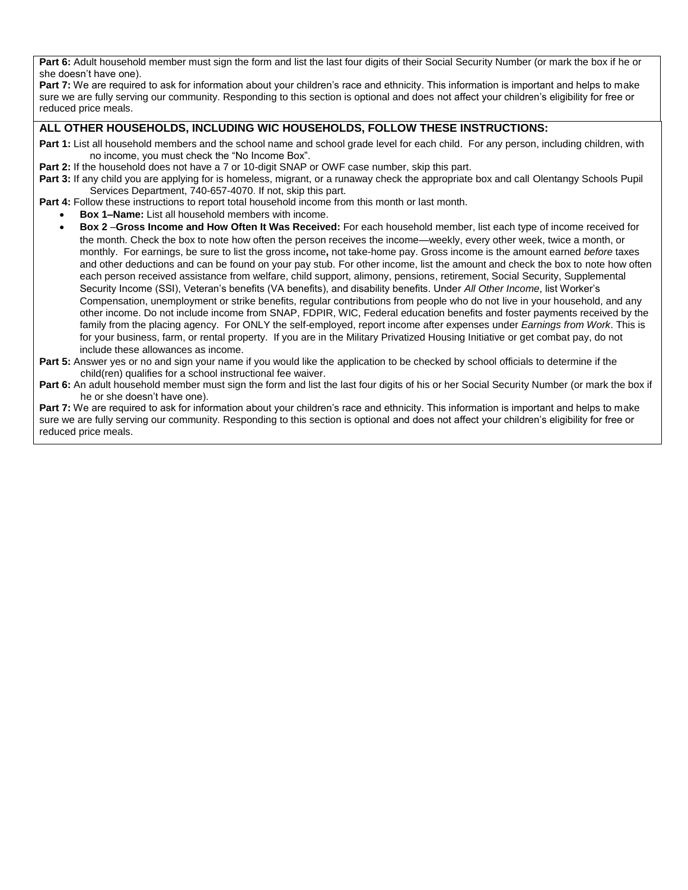**Part 6:** Adult household member must sign the form and list the last four digits of their Social Security Number (or mark the box if he or she doesn't have one).

**Part 7:** We are required to ask for information about your children's race and ethnicity. This information is important and helps to make sure we are fully serving our community. Responding to this section is optional and does not affect your children's eligibility for free or reduced price meals.

## ALL OTHER HOUSEHOLDS, INCLUDING WIC HOUSEHOLDS, FOLLOW THESE INSTRUCTIONS:

**Part 1:** List all household members and the school name and school grade level for each child. For any person, including children, with no income, you must check the "No Income Box".

**Part 2:** If the household does not have a 7 or 10-digit SNAP or OWF case number, skip this part.

**Part 3:** If any child you are applying for is homeless, migrant, or a runaway check the appropriate box and call Olentangy Schools Pupil Services Department, 740-657-4070. If not, skip this part.

**Part 4:** Follow these instructions to report total household income from this month or last month.

- **Box 1–Name:** List all household members with income.
- **Box 2 –Gross Income and How Often It Was Received:** For each household member, list each type of income received for the month. Check the box to note how often the person receives the income—weekly, every other week, twice a month, or monthly. For earnings, be sure to list the gross income**,** not take-home pay. Gross income is the amount earned *before* taxes and other deductions and can be found on your pay stub. For other income, list the amount and check the box to note how often each person received assistance from welfare, child support, alimony, pensions, retirement, Social Security, Supplemental Security Income (SSI), Veteran's benefits (VA benefits), and disability benefits. Under *All Other Income*, list Worker's Compensation, unemployment or strike benefits, regular contributions from people who do not live in your household, and any other income. Do not include income from SNAP, FDPIR, WIC, Federal education benefits and foster payments received by the family from the placing agency. For ONLY the self-employed, report income after expenses under *Earnings from Work*. This is for your business, farm, or rental property. If you are in the Military Privatized Housing Initiative or get combat pay, do not include these allowances as income.

**Part 5:** Answer yes or no and sign your name if you would like the application to be checked by school officials to determine if the child(ren) qualifies for a school instructional fee waiver.

**Part 6:** An adult household member must sign the form and list the last four digits of his or her Social Security Number (or mark the box if he or she doesn't have one).

**Part 7:** We are required to ask for information about your children's race and ethnicity. This information is important and helps to make sure we are fully serving our community. Responding to this section is optional and does not affect your children's eligibility for free or reduced price meals.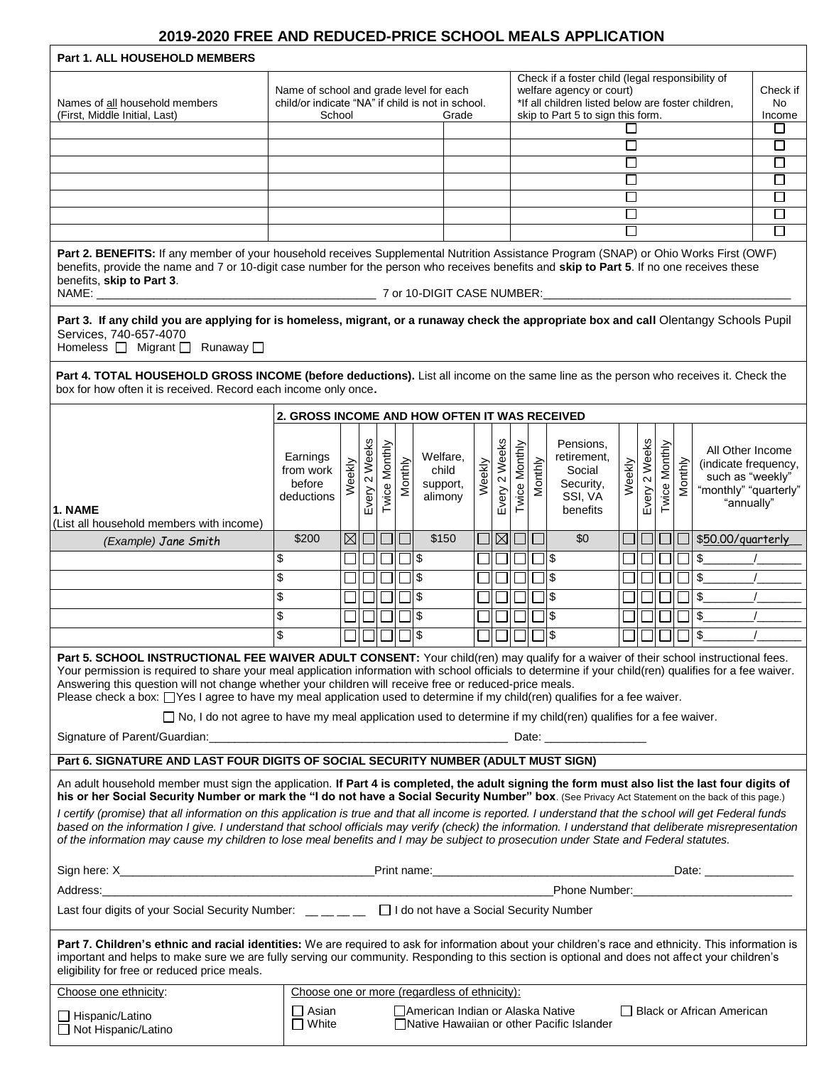# 2019-2020 FREE AND REDUCED-PRICE SCHOOL MEALS APPLICATION

**Part 1. ALL HOUSEHOLD MEMBERS**

| Names of all household members (First, Middle Initial, Last) | Name of school and grade level for each child/or indicate "NA" if child is not in school. School | Grade | Check if a foster child (legal responsibility of welfare agency or court) *If all children listed below are foster children, skip to Part 5 to sign this form. | Check if No Income |
|---|---|---|---|---|
| | | | ☐ | ☐ |
| | | | ☐ | ☐ |
| | | | ☐ | ☐ |
| | | | ☐ | ☐ |
| | | | ☐ | ☐ |
| | | | ☐ | ☐ |
| | | | ☐ | ☐ |

**Part 2. BENEFITS:** If any member of your household receives Supplemental Nutrition Assistance Program (SNAP) or Ohio Works First (OWF) benefits, provide the name and 7 or 10-digit case number for the person who receives benefits and **skip to Part 5**. If no one receives these benefits, **skip to Part 3**.

NAME: ____________________________________________ 7 or 10-DIGIT CASE NUMBER: ________________________________________

**Part 3. If any child you are applying for is homeless, migrant, or a runaway check the appropriate box and call** Olentangy Schools Pupil Services, 740-657-4070

Homeless ☐ Migrant ☐ Runaway ☐

**Part 4. TOTAL HOUSEHOLD GROSS INCOME (before deductions).** List all income on the same line as the person who receives it. Check the box for how often it is received. Record each income only once**.**

| 1. NAME (List all household members with income) | 2. GROSS INCOME AND HOW OFTEN IT WAS RECEIVED | | | | | | | | | | | | | | | |
|---|---|---|---|---|---|---|---|---|---|---|---|---|---|---|---|---|
| | Earnings from work before deductions | Weekly | Every 2 Weeks | Twice Monthly | Monthly | Welfare, child support, alimony | Weekly | Every 2 Weeks | Twice Monthly | Monthly | Pensions, retirement, Social Security, SSI, VA benefits | Weekly | Every 2 Weeks | Twice Monthly | Monthly | All Other Income (indicate frequency, such as "weekly" "monthly" "quarterly" "annually" |
| *(Example) Jane Smith* | $200 | ☒ | ☐ | ☐ | ☐ | $150 | ☐ | ☒ | ☐ | ☐ | $0 | ☐ | ☐ | ☐ | ☐ | $50.00/quarterly |
| | $ | ☐ | ☐ | ☐ | ☐ | $ | ☐ | ☐ | ☐ | ☐ | $ | ☐ | ☐ | ☐ | ☐ | $_______/_______ |
| | $ | ☐ | ☐ | ☐ | ☐ | $ | ☐ | ☐ | ☐ | ☐ | $ | ☐ | ☐ | ☐ | ☐ | $_______/_______ |
| | $ | ☐ | ☐ | ☐ | ☐ | $ | ☐ | ☐ | ☐ | ☐ | $ | ☐ | ☐ | ☐ | ☐ | $_______/_______ |
| | $ | ☐ | ☐ | ☐ | ☐ | $ | ☐ | ☐ | ☐ | ☐ | $ | ☐ | ☐ | ☐ | ☐ | $_______/_______ |
| | $ | ☐ | ☐ | ☐ | ☐ | $ | ☐ | ☐ | ☐ | ☐ | $ | ☐ | ☐ | ☐ | ☐ | $_______/_______ |

**Part 5. SCHOOL INSTRUCTIONAL FEE WAIVER ADULT CONSENT:** Your child(ren) may qualify for a waiver of their school instructional fees. Your permission is required to share your meal application information with school officials to determine if your child(ren) qualifies for a fee waiver. Answering this question will not change whether your children will receive free or reduced-price meals.

Please check a box: ☐ Yes I agree to have my meal application used to determine if my child(ren) qualifies for a fee waiver.

☐ No, I do not agree to have my meal application used to determine if my child(ren) qualifies for a fee waiver.

Signature of Parent/Guardian: ______________________________________________ Date: ________________

**Part 6. SIGNATURE AND LAST FOUR DIGITS OF SOCIAL SECURITY NUMBER (ADULT MUST SIGN)**

An adult household member must sign the application. **If Part 4 is completed, the adult signing the form must also list the last four digits of his or her Social Security Number or mark the "I do not have a Social Security Number" box**. (See Privacy Act Statement on the back of this page.)

*I certify (promise) that all information on this application is true and that all income is reported. I understand that the school will get Federal funds based on the information I give. I understand that school officials may verify (check) the information. I understand that deliberate misrepresentation of the information may cause my children to lose meal benefits and I may be subject to prosecution under State and Federal statutes.*

Sign here: X________________________________________Print name:_____________________________________Date: ______________

Address:_________________________________________________________________________Phone Number:_________________________

Last four digits of your Social Security Number: __ __ __ __ ☐ I do not have a Social Security Number

**Part 7. Children's ethnic and racial identities:** We are required to ask for information about your children's race and ethnicity. This information is important and helps to make sure we are fully serving our community. Responding to this section is optional and does not affect your children's eligibility for free or reduced price meals.

| Choose one ethnicity: | Choose one or more (regardless of ethnicity): | | |
|---|---|---|---|
| ☐ Hispanic/Latino<br>☐ Not Hispanic/Latino | ☐ Asian<br>☐ White | ☐ American Indian or Alaska Native<br>☐ Native Hawaiian or other Pacific Islander | ☐ Black or African American |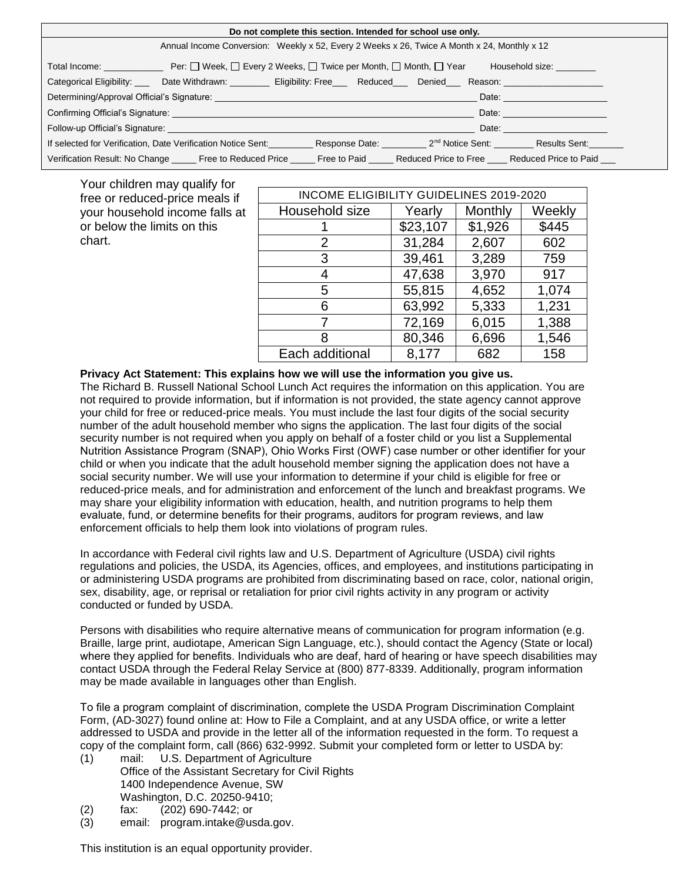**Do not complete this section. Intended for school use only.**

Annual Income Conversion: Weekly x 52, Every 2 Weeks x 26, Twice A Month x 24, Monthly x 12

Total Income: ____________ Per: ☐ Week, ☐ Every 2 Weeks, ☐ Twice per Month, ☐ Month, ☐ Year Household size: ________

Categorical Eligibility: ___ Date Withdrawn: ________ Eligibility: Free___ Reduced___ Denied___ Reason: ____________________

Determining/Approval Official's Signature: ________________________________________________________ Date: ____________________

Confirming Official's Signature: ________________________________________________________________ Date: ____________________

Follow-up Official's Signature: ________________________________________________________________ Date: ____________________

If selected for Verification, Date Verification Notice Sent:_________ Response Date: _________ 2nd Notice Sent: ________ Results Sent:_______

Verification Result: No Change _____ Free to Reduced Price _____ Free to Paid _____ Reduced Price to Free ____ Reduced Price to Paid ___

Your children may qualify for free or reduced-price meals if your household income falls at or below the limits on this chart.

| INCOME ELIGIBILITY GUIDELINES 2019-2020 | | | |
|---|---|---|---|
| Household size | Yearly | Monthly | Weekly |
| 1 | $23,107 | $1,926 | $445 |
| 2 | 31,284 | 2,607 | 602 |
| 3 | 39,461 | 3,289 | 759 |
| 4 | 47,638 | 3,970 | 917 |
| 5 | 55,815 | 4,652 | 1,074 |
| 6 | 63,992 | 5,333 | 1,231 |
| 7 | 72,169 | 6,015 | 1,388 |
| 8 | 80,346 | 6,696 | 1,546 |
| Each additional | 8,177 | 682 | 158 |

**Privacy Act Statement: This explains how we will use the information you give us.**
The Richard B. Russell National School Lunch Act requires the information on this application. You are not required to provide information, but if information is not provided, the state agency cannot approve your child for free or reduced-price meals. You must include the last four digits of the social security number of the adult household member who signs the application. The last four digits of the social security number is not required when you apply on behalf of a foster child or you list a Supplemental Nutrition Assistance Program (SNAP), Ohio Works First (OWF) case number or other identifier for your child or when you indicate that the adult household member signing the application does not have a social security number. We will use your information to determine if your child is eligible for free or reduced-price meals, and for administration and enforcement of the lunch and breakfast programs. We may share your eligibility information with education, health, and nutrition programs to help them evaluate, fund, or determine benefits for their programs, auditors for program reviews, and law enforcement officials to help them look into violations of program rules.

In accordance with Federal civil rights law and U.S. Department of Agriculture (USDA) civil rights regulations and policies, the USDA, its Agencies, offices, and employees, and institutions participating in or administering USDA programs are prohibited from discriminating based on race, color, national origin, sex, disability, age, or reprisal or retaliation for prior civil rights activity in any program or activity conducted or funded by USDA.

Persons with disabilities who require alternative means of communication for program information (e.g. Braille, large print, audiotape, American Sign Language, etc.), should contact the Agency (State or local) where they applied for benefits. Individuals who are deaf, hard of hearing or have speech disabilities may contact USDA through the Federal Relay Service at (800) 877-8339. Additionally, program information may be made available in languages other than English.

To file a program complaint of discrimination, complete the USDA Program Discrimination Complaint Form, (AD-3027) found online at: How to File a Complaint, and at any USDA office, or write a letter addressed to USDA and provide in the letter all of the information requested in the form. To request a copy of the complaint form, call (866) 632-9992. Submit your completed form or letter to USDA by:

(1) mail: U.S. Department of Agriculture
Office of the Assistant Secretary for Civil Rights
1400 Independence Avenue, SW
Washington, D.C. 20250-9410;
(2) fax: (202) 690-7442; or
(3) email: program.intake@usda.gov.

This institution is an equal opportunity provider.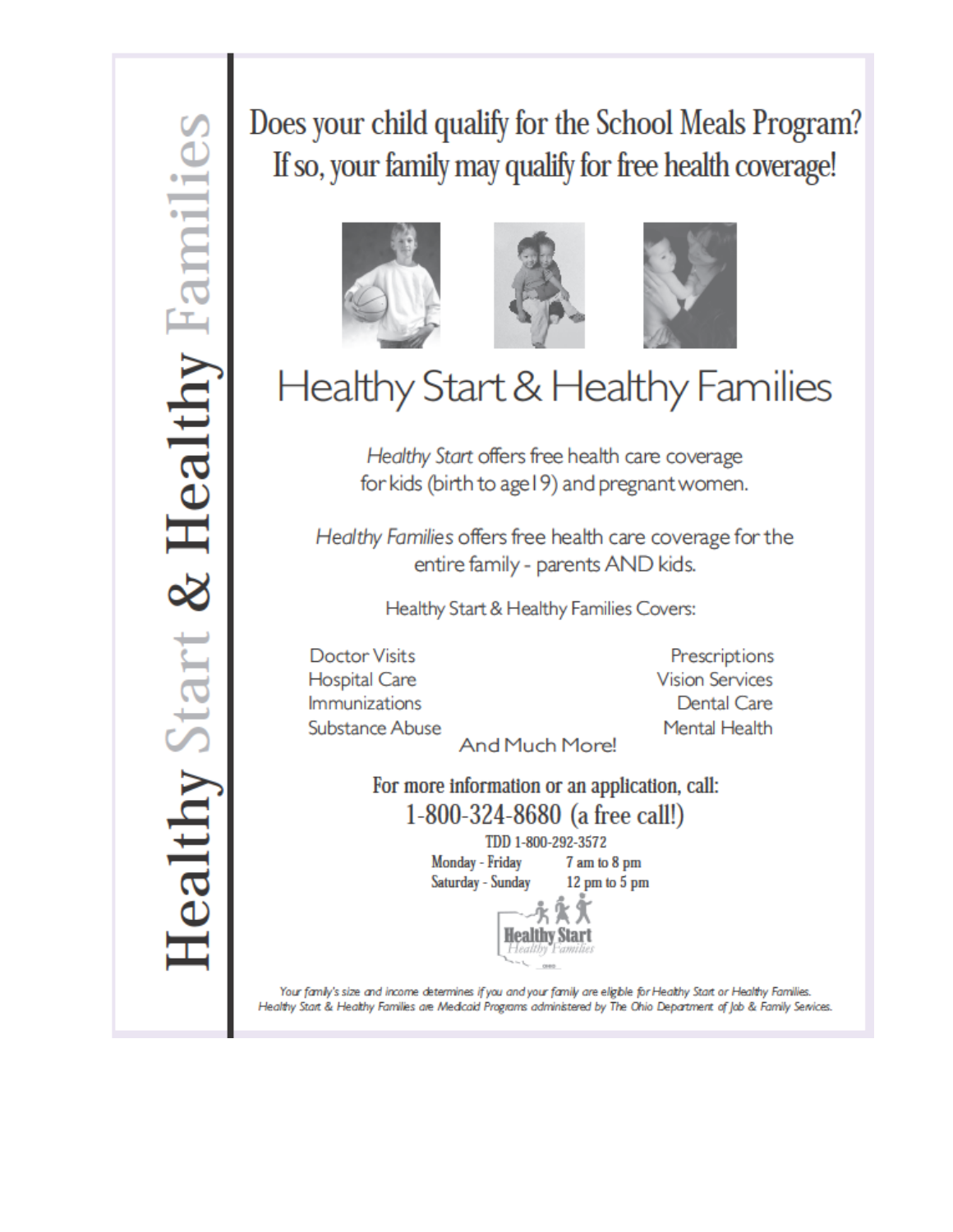Healthy Start & Healthy Families

# Does your child qualify for the School Meals Program? If so, your family may qualify for free health coverage!

# Healthy Start & Healthy Families

*Healthy Start* offers free health care coverage for kids (birth to age19) and pregnant women.

*Healthy Families* offers free health care coverage for the entire family - parents AND kids.

Healthy Start & Healthy Families Covers:

- Doctor Visits
- Hospital Care
- Immunizations
- Substance Abuse
- Prescriptions
- Vision Services
- Dental Care
- Mental Health

And Much More!

**For more information or an application, call:**

**1-800-324-8680 (a free call!)**

TDD 1-800-292-3572

| | |
|---|---|
| Monday - Friday | 7 am to 8 pm |
| Saturday - Sunday | 12 pm to 5 pm |

Healthy Start
Healthy Families

*Your family's size and income determines if you and your family are eligible for Healthy Start or Healthy Families. Healthy Start & Healthy Families are Medicaid Programs administered by The Ohio Department of Job & Family Services.*